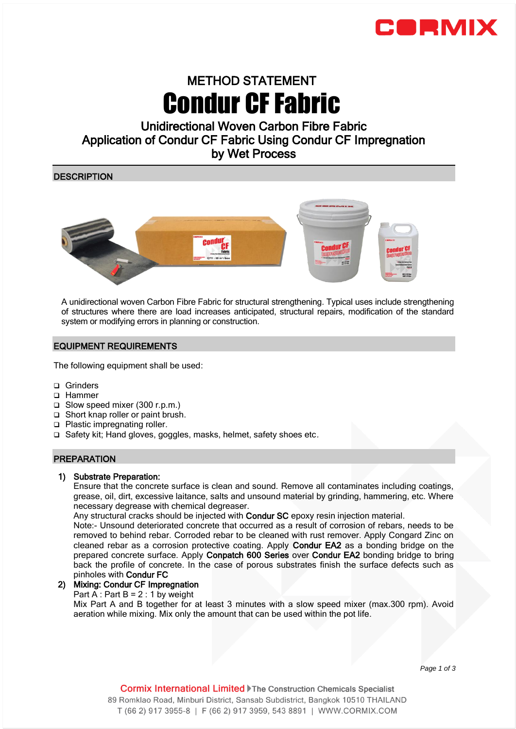CORMIX

# METHOD STATEMENT

# Condur CF Fabric

## Unidirectional Woven Carbon Fibre Fabric
## Application of Condur CF Fabric Using Condur CF Impregnation by Wet Process

## DESCRIPTION

A unidirectional woven Carbon Fibre Fabric for structural strengthening. Typical uses include strengthening of structures where there are load increases anticipated, structural repairs, modification of the standard system or modifying errors in planning or construction.

## EQUIPMENT REQUIREMENTS

The following equipment shall be used:

- Grinders
- Hammer
- Slow speed mixer (300 r.p.m.)
- Short knap roller or paint brush.
- Plastic impregnating roller.
- Safety kit; Hand gloves, goggles, masks, helmet, safety shoes etc.

## PREPARATION

1) **Substrate Preparation:**
   Ensure that the concrete surface is clean and sound. Remove all contaminates including coatings, grease, oil, dirt, excessive laitance, salts and unsound material by grinding, hammering, etc. Where necessary degrease with chemical degreaser.
   Any structural cracks should be injected with **Condur SC** epoxy resin injection material.
   Note:- Unsound deteriorated concrete that occurred as a result of corrosion of rebars, needs to be removed to behind rebar. Corroded rebar to be cleaned with rust remover. Apply Congard Zinc on cleaned rebar as a corrosion protective coating. Apply **Condur EA2** as a bonding bridge on the prepared concrete surface. Apply **Conpatch 600 Series** over **Condur EA2** bonding bridge to bring back the profile of concrete. In the case of porous substrates finish the surface defects such as pinholes with **Condur FC**

2) **Mixing: Condur CF Impregnation**
   Part A : Part B = 2 : 1 by weight
   Mix Part A and B together for at least 3 minutes with a slow speed mixer (max.300 rpm). Avoid aeration while mixing. Mix only the amount that can be used within the pot life.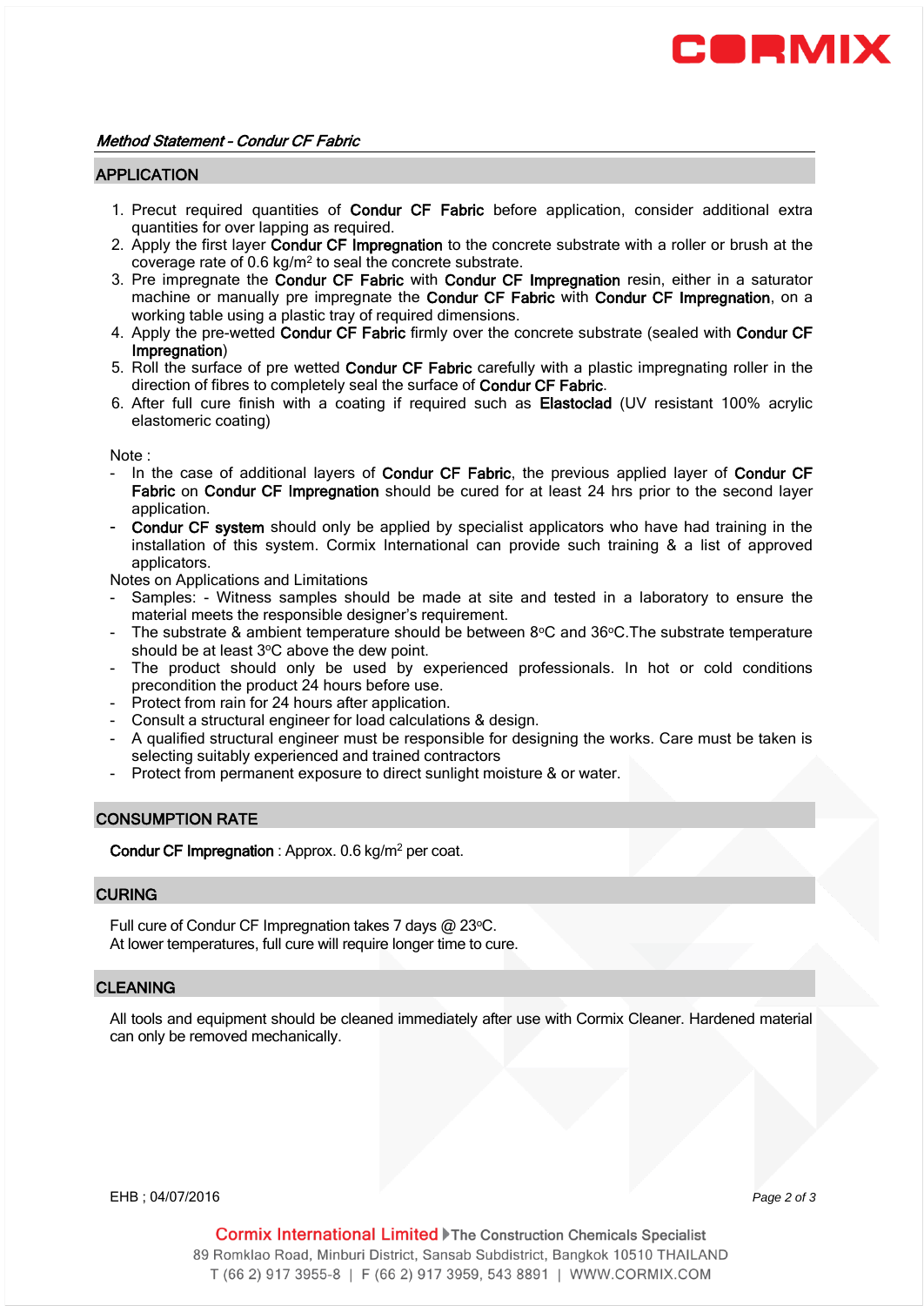*Method Statement - Condur CF Fabric*

## APPLICATION

1. Precut required quantities of **Condur CF Fabric** before application, consider additional extra quantities for over lapping as required.
2. Apply the first layer **Condur CF Impregnation** to the concrete substrate with a roller or brush at the coverage rate of 0.6 kg/m$^2$ to seal the concrete substrate.
3. Pre impregnate the **Condur CF Fabric** with **Condur CF Impregnation** resin, either in a saturator machine or manually pre impregnate the **Condur CF Fabric** with **Condur CF Impregnation**, on a working table using a plastic tray of required dimensions.
4. Apply the pre-wetted **Condur CF Fabric** firmly over the concrete substrate (sealed with **Condur CF Impregnation**)
5. Roll the surface of pre wetted **Condur CF Fabric** carefully with a plastic impregnating roller in the direction of fibres to completely seal the surface of **Condur CF Fabric**.
6. After full cure finish with a coating if required such as **Elastoclad** (UV resistant 100% acrylic elastomeric coating)

Note :

- In the case of additional layers of **Condur CF Fabric**, the previous applied layer of **Condur CF Fabric** on **Condur CF Impregnation** should be cured for at least 24 hrs prior to the second layer application.
- **Condur CF system** should only be applied by specialist applicators who have had training in the installation of this system. Cormix International can provide such training & a list of approved applicators.

Notes on Applications and Limitations

- Samples: - Witness samples should be made at site and tested in a laboratory to ensure the material meets the responsible designer's requirement.
- The substrate & ambient temperature should be between 8°C and 36°C.The substrate temperature should be at least 3°C above the dew point.
- The product should only be used by experienced professionals. In hot or cold conditions precondition the product 24 hours before use.
- Protect from rain for 24 hours after application.
- Consult a structural engineer for load calculations & design.
- A qualified structural engineer must be responsible for designing the works. Care must be taken is selecting suitably experienced and trained contractors
- Protect from permanent exposure to direct sunlight moisture & or water.

## CONSUMPTION RATE

**Condur CF Impregnation** : Approx. 0.6 kg/m$^2$ per coat.

## CURING

Full cure of Condur CF Impregnation takes 7 days @ 23°C.
At lower temperatures, full cure will require longer time to cure.

## CLEANING

All tools and equipment should be cleaned immediately after use with Cormix Cleaner. Hardened material can only be removed mechanically.

EHB ; 04/07/2016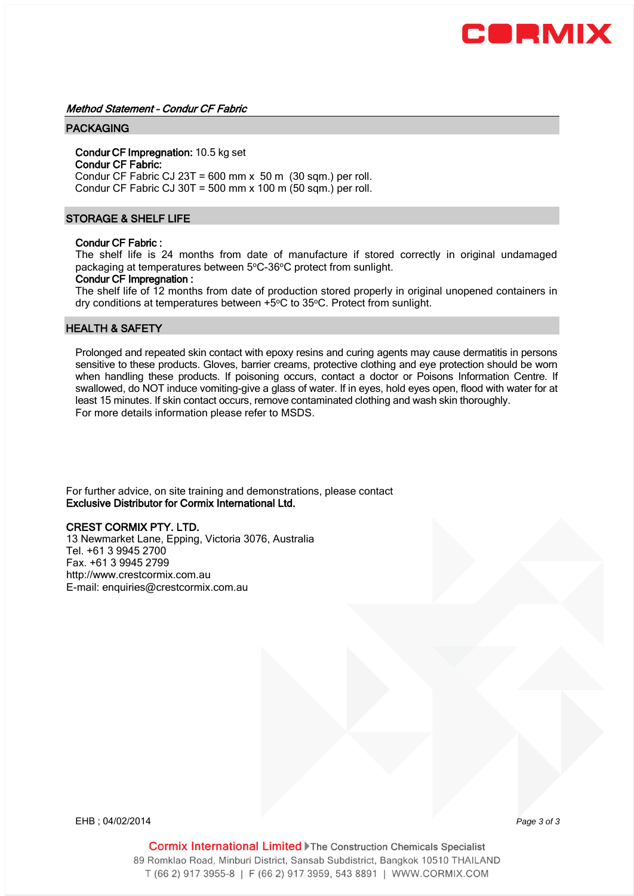*Method Statement - Condur CF Fabric*

## PACKAGING

**Condur CF Impregnation:** 10.5 kg set
**Condur CF Fabric:**
Condur CF Fabric CJ 23T = 600 mm x 50 m (30 sqm.) per roll.
Condur CF Fabric CJ 30T = 500 mm x 100 m (50 sqm.) per roll.

## STORAGE & SHELF LIFE

**Condur CF Fabric :**
The shelf life is 24 months from date of manufacture if stored correctly in original undamaged packaging at temperatures between 5ºC-36ºC protect from sunlight.
**Condur CF Impregnation :**
The shelf life of 12 months from date of production stored properly in original unopened containers in dry conditions at temperatures between +5ºC to 35ºC. Protect from sunlight.

## HEALTH & SAFETY

Prolonged and repeated skin contact with epoxy resins and curing agents may cause dermatitis in persons sensitive to these products. Gloves, barrier creams, protective clothing and eye protection should be worn when handling these products. If poisoning occurs, contact a doctor or Poisons Information Centre. If swallowed, do NOT induce vomiting-give a glass of water. If in eyes, hold eyes open, flood with water for at least 15 minutes. If skin contact occurs, remove contaminated clothing and wash skin thoroughly.
For more details information please refer to MSDS.

For further advice, on site training and demonstrations, please contact
**Exclusive Distributor for Cormix International Ltd.**

**CREST CORMIX PTY. LTD.**
13 Newmarket Lane, Epping, Victoria 3076, Australia
Tel. +61 3 9945 2700
Fax. +61 3 9945 2799
http://www.crestcormix.com.au
E-mail: enquiries@crestcormix.com.au

EHB ; 04/02/2014